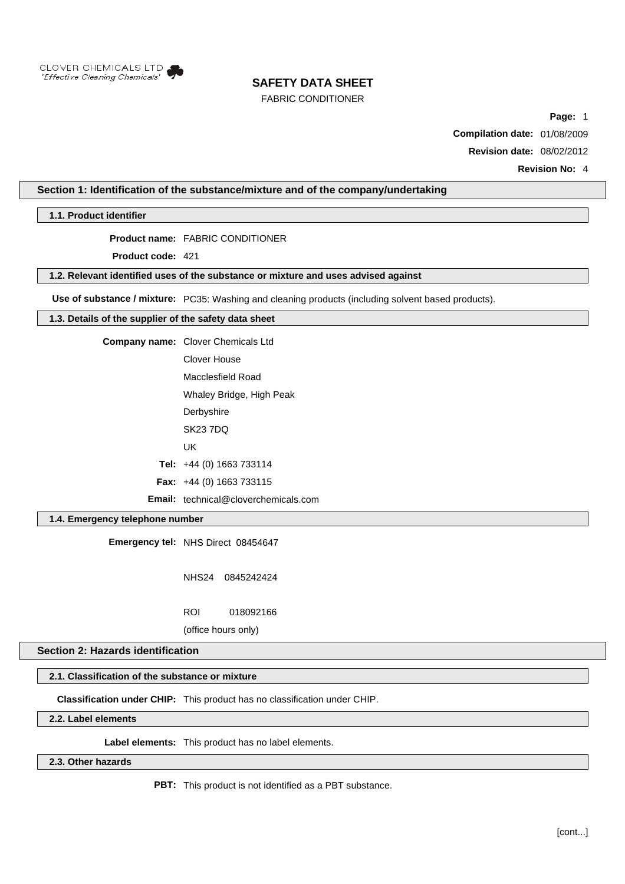CLOVER CHEMICALS LTD
*'Effective Cleaning Chemicals'*

# SAFETY DATA SHEET

FABRIC CONDITIONER

**Compilation date:** 01/08/2009

**Revision date:** 08/02/2012

**Revision No:** 4

## Section 1: Identification of the substance/mixture and of the company/undertaking

### 1.1. Product identifier

**Product name:** FABRIC CONDITIONER

**Product code:** 421

### 1.2. Relevant identified uses of the substance or mixture and uses advised against

**Use of substance / mixture:** PC35: Washing and cleaning products (including solvent based products).

### 1.3. Details of the supplier of the safety data sheet

**Company name:** Clover Chemicals Ltd
Clover House
Macclesfield Road
Whaley Bridge, High Peak
Derbyshire
SK23 7DQ
UK

**Tel:** +44 (0) 1663 733114

**Fax:** +44 (0) 1663 733115

**Email:** technical@cloverchemicals.com

### 1.4. Emergency telephone number

**Emergency tel:** NHS Direct 08454647

NHS24 0845242424

ROI 018092166

(office hours only)

## Section 2: Hazards identification

### 2.1. Classification of the substance or mixture

**Classification under CHIP:** This product has no classification under CHIP.

### 2.2. Label elements

**Label elements:** This product has no label elements.

### 2.3. Other hazards

**PBT:** This product is not identified as a PBT substance.

[cont...]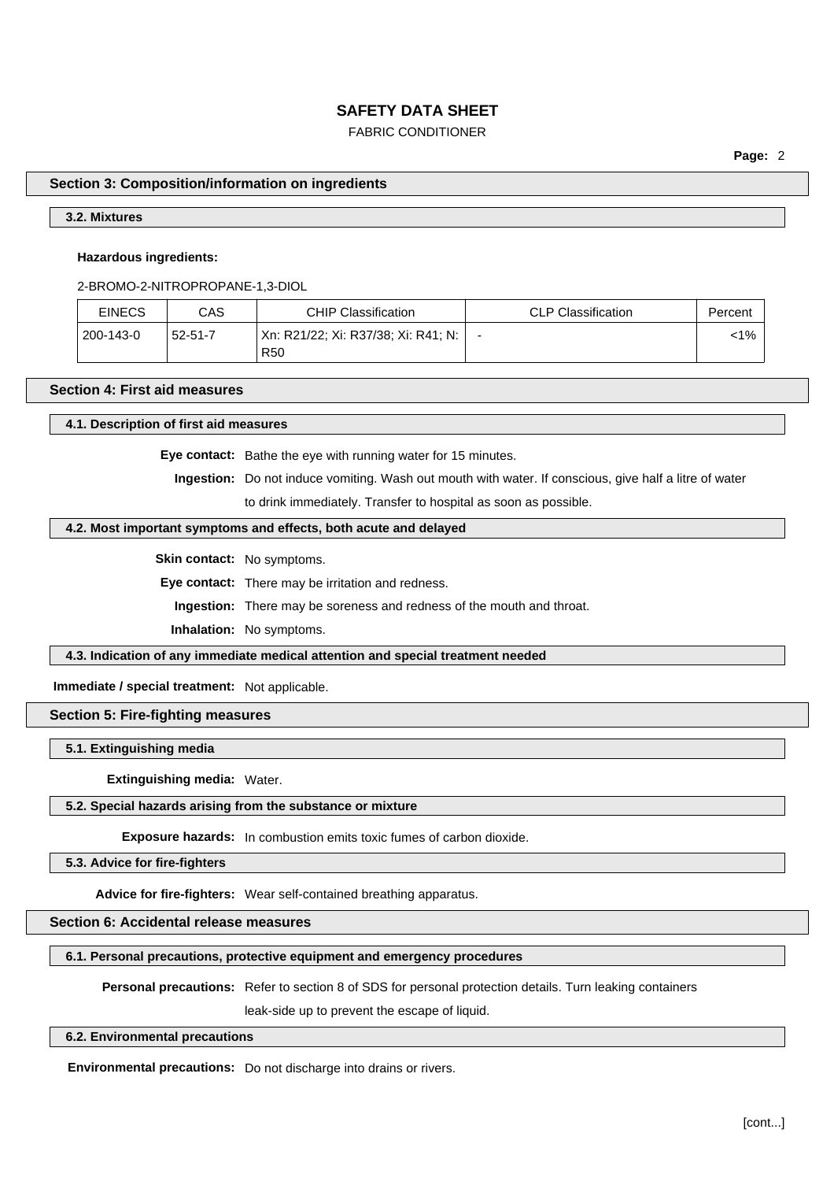## Section 3: Composition/information on ingredients

### 3.2. Mixtures

**Hazardous ingredients:**

2-BROMO-2-NITROPROPANE-1,3-DIOL

| EINECS | CAS | CHIP Classification | CLP Classification | Percent |
|---|---|---|---|---|
| 200-143-0 | 52-51-7 | Xn: R21/22; Xi: R37/38; Xi: R41; N: R50 | - | <1% |

## Section 4: First aid measures

### 4.1. Description of first aid measures

**Eye contact:** Bathe the eye with running water for 15 minutes.

**Ingestion:** Do not induce vomiting. Wash out mouth with water. If conscious, give half a litre of water to drink immediately. Transfer to hospital as soon as possible.

### 4.2. Most important symptoms and effects, both acute and delayed

**Skin contact:** No symptoms.

**Eye contact:** There may be irritation and redness.

**Ingestion:** There may be soreness and redness of the mouth and throat.

**Inhalation:** No symptoms.

### 4.3. Indication of any immediate medical attention and special treatment needed

**Immediate / special treatment:** Not applicable.

## Section 5: Fire-fighting measures

### 5.1. Extinguishing media

**Extinguishing media:** Water.

### 5.2. Special hazards arising from the substance or mixture

**Exposure hazards:** In combustion emits toxic fumes of carbon dioxide.

### 5.3. Advice for fire-fighters

**Advice for fire-fighters:** Wear self-contained breathing apparatus.

## Section 6: Accidental release measures

### 6.1. Personal precautions, protective equipment and emergency procedures

**Personal precautions:** Refer to section 8 of SDS for personal protection details. Turn leaking containers leak-side up to prevent the escape of liquid.

### 6.2. Environmental precautions

**Environmental precautions:** Do not discharge into drains or rivers.

[cont...]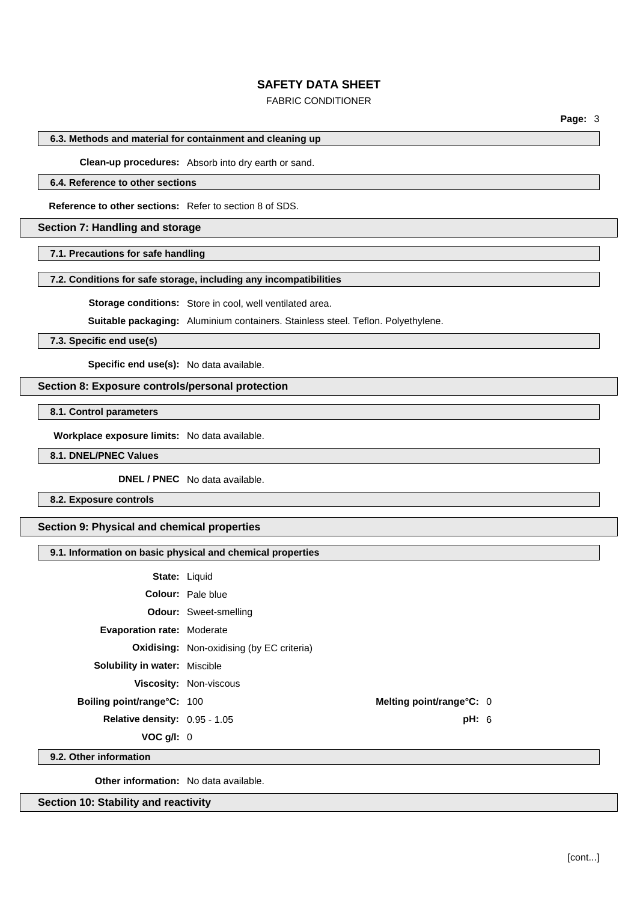### 6.3. Methods and material for containment and cleaning up

**Clean-up procedures:** Absorb into dry earth or sand.

### 6.4. Reference to other sections

**Reference to other sections:** Refer to section 8 of SDS.

## Section 7: Handling and storage

### 7.1. Precautions for safe handling

### 7.2. Conditions for safe storage, including any incompatibilities

**Storage conditions:** Store in cool, well ventilated area.

**Suitable packaging:** Aluminium containers. Stainless steel. Teflon. Polyethylene.

### 7.3. Specific end use(s)

**Specific end use(s):** No data available.

## Section 8: Exposure controls/personal protection

### 8.1. Control parameters

**Workplace exposure limits:** No data available.

### 8.1. DNEL/PNEC Values

**DNEL / PNEC** No data available.

### 8.2. Exposure controls

## Section 9: Physical and chemical properties

### 9.1. Information on basic physical and chemical properties

**State:** Liquid

**Colour:** Pale blue

**Odour:** Sweet-smelling

**Evaporation rate:** Moderate

**Oxidising:** Non-oxidising (by EC criteria)

**Solubility in water:** Miscible

**Viscosity:** Non-viscous

**Boiling point/range°C:** 100

**Melting point/range°C:** 0

**Relative density:** 0.95 - 1.05

**pH:** 6

**VOC g/l:** 0

### 9.2. Other information

**Other information:** No data available.

## Section 10: Stability and reactivity

[cont...]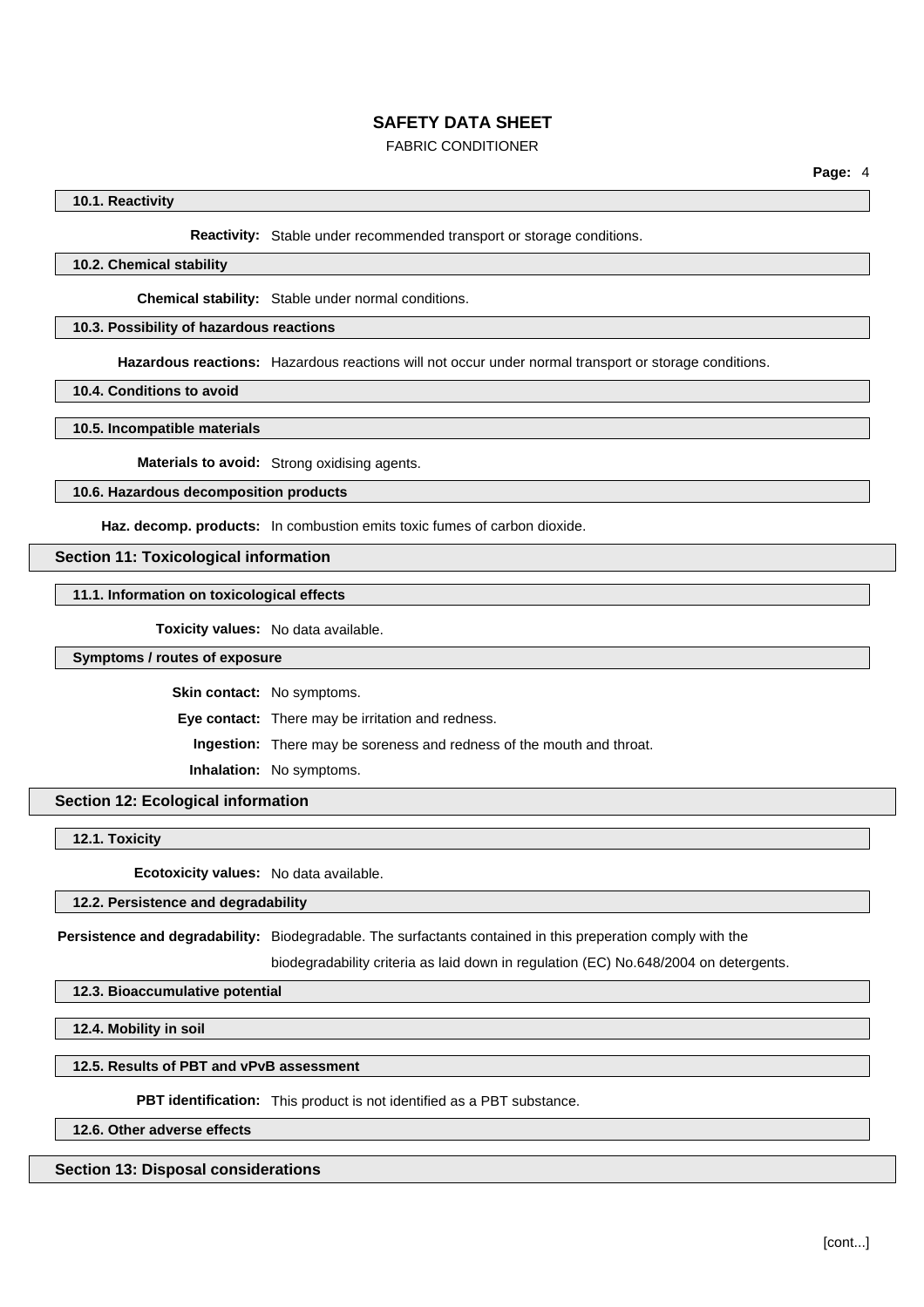### 10.1. Reactivity

**Reactivity:** Stable under recommended transport or storage conditions.

### 10.2. Chemical stability

**Chemical stability:** Stable under normal conditions.

### 10.3. Possibility of hazardous reactions

**Hazardous reactions:** Hazardous reactions will not occur under normal transport or storage conditions.

### 10.4. Conditions to avoid

### 10.5. Incompatible materials

**Materials to avoid:** Strong oxidising agents.

### 10.6. Hazardous decomposition products

**Haz. decomp. products:** In combustion emits toxic fumes of carbon dioxide.

## Section 11: Toxicological information

### 11.1. Information on toxicological effects

**Toxicity values:** No data available.

### Symptoms / routes of exposure

**Skin contact:** No symptoms.

**Eye contact:** There may be irritation and redness.

**Ingestion:** There may be soreness and redness of the mouth and throat.

**Inhalation:** No symptoms.

## Section 12: Ecological information

### 12.1. Toxicity

**Ecotoxicity values:** No data available.

### 12.2. Persistence and degradability

**Persistence and degradability:** Biodegradable. The surfactants contained in this preperation comply with the biodegradability criteria as laid down in regulation (EC) No.648/2004 on detergents.

### 12.3. Bioaccumulative potential

### 12.4. Mobility in soil

### 12.5. Results of PBT and vPvB assessment

**PBT identification:** This product is not identified as a PBT substance.

### 12.6. Other adverse effects

## Section 13: Disposal considerations

[cont...]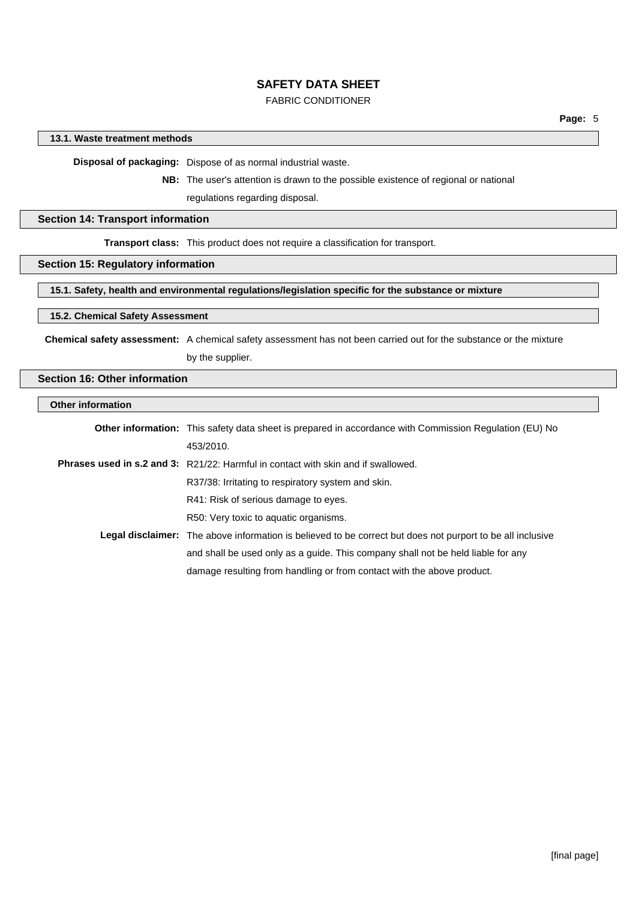### 13.1. Waste treatment methods

**Disposal of packaging:** Dispose of as normal industrial waste.

**NB:** The user's attention is drawn to the possible existence of regional or national regulations regarding disposal.

## Section 14: Transport information

**Transport class:** This product does not require a classification for transport.

## Section 15: Regulatory information

### 15.1. Safety, health and environmental regulations/legislation specific for the substance or mixture

### 15.2. Chemical Safety Assessment

**Chemical safety assessment:** A chemical safety assessment has not been carried out for the substance or the mixture by the supplier.

## Section 16: Other information

### Other information

**Other information:** This safety data sheet is prepared in accordance with Commission Regulation (EU) No 453/2010.

**Phrases used in s.2 and 3:** R21/22: Harmful in contact with skin and if swallowed.

R37/38: Irritating to respiratory system and skin.

R41: Risk of serious damage to eyes.

R50: Very toxic to aquatic organisms.

**Legal disclaimer:** The above information is believed to be correct but does not purport to be all inclusive and shall be used only as a guide. This company shall not be held liable for any damage resulting from handling or from contact with the above product.

[final page]